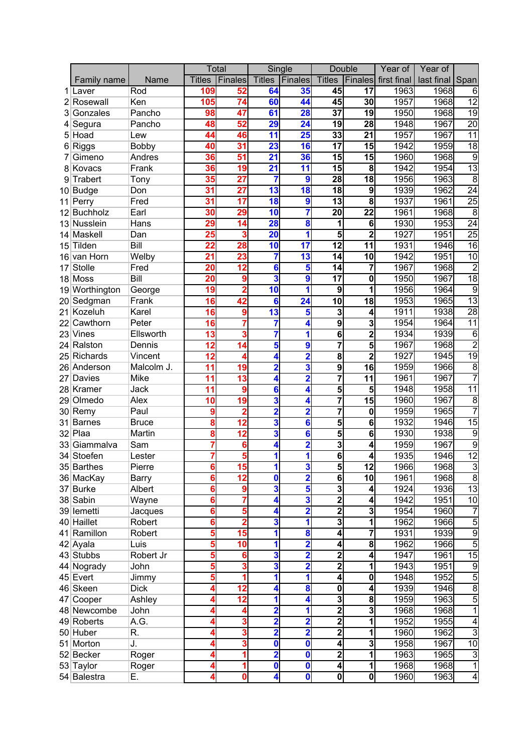| | Family name | Name | Total | | Single | | Double | | Year of | Year of | |
|---|---|---|---|---|---|---|---|---|---|---|---|
| | | | Titles | Finales | Titles | Finales | Titles | Finales | first final | last final | Span |
| 1 | Laver | Rod | 109 | 52 | 64 | 35 | 45 | 17 | 1963 | 1968 | 6 |
| 2 | Rosewall | Ken | 105 | 74 | 60 | 44 | 45 | 30 | 1957 | 1968 | 12 |
| 3 | Gonzales | Pancho | 98 | 47 | 61 | 28 | 37 | 19 | 1950 | 1968 | 19 |
| 4 | Segura | Pancho | 48 | 52 | 29 | 24 | 19 | 28 | 1948 | 1967 | 20 |
| 5 | Hoad | Lew | 44 | 46 | 11 | 25 | 33 | 21 | 1957 | 1967 | 11 |
| 6 | Riggs | Bobby | 40 | 31 | 23 | 16 | 17 | 15 | 1942 | 1959 | 18 |
| 7 | Gimeno | Andres | 36 | 51 | 21 | 36 | 15 | 15 | 1960 | 1968 | 9 |
| 8 | Kovacs | Frank | 36 | 19 | 21 | 11 | 15 | 8 | 1942 | 1954 | 13 |
| 9 | Trabert | Tony | 35 | 27 | 7 | 9 | 28 | 18 | 1956 | 1963 | 8 |
| 10 | Budge | Don | 31 | 27 | 13 | 18 | 18 | 9 | 1939 | 1962 | 24 |
| 11 | Perry | Fred | 31 | 17 | 18 | 9 | 13 | 8 | 1937 | 1961 | 25 |
| 12 | Buchholz | Earl | 30 | 29 | 10 | 7 | 20 | 22 | 1961 | 1968 | 8 |
| 13 | Nusslein | Hans | 29 | 14 | 28 | 8 | 1 | 6 | 1930 | 1953 | 24 |
| 14 | Maskell | Dan | 25 | 3 | 20 | 1 | 5 | 2 | 1927 | 1951 | 25 |
| 15 | Tilden | Bill | 22 | 28 | 10 | 17 | 12 | 11 | 1931 | 1946 | 16 |
| 16 | van Horn | Welby | 21 | 23 | 7 | 13 | 14 | 10 | 1942 | 1951 | 10 |
| 17 | Stolle | Fred | 20 | 12 | 6 | 5 | 14 | 7 | 1967 | 1968 | 2 |
| 18 | Moss | Bill | 20 | 9 | 3 | 9 | 17 | 0 | 1950 | 1967 | 18 |
| 19 | Worthington | George | 19 | 2 | 10 | 1 | 9 | 1 | 1956 | 1964 | 9 |
| 20 | Sedgman | Frank | 16 | 42 | 6 | 24 | 10 | 18 | 1953 | 1965 | 13 |
| 21 | Kozeluh | Karel | 16 | 9 | 13 | 5 | 3 | 4 | 1911 | 1938 | 28 |
| 22 | Cawthorn | Peter | 16 | 7 | 7 | 4 | 9 | 3 | 1954 | 1964 | 11 |
| 23 | Vines | Ellsworth | 13 | 3 | 7 | 1 | 6 | 2 | 1934 | 1939 | 6 |
| 24 | Ralston | Dennis | 12 | 14 | 5 | 9 | 7 | 5 | 1967 | 1968 | 2 |
| 25 | Richards | Vincent | 12 | 4 | 4 | 2 | 8 | 2 | 1927 | 1945 | 19 |
| 26 | Anderson | Malcolm J. | 11 | 19 | 2 | 3 | 9 | 16 | 1959 | 1966 | 8 |
| 27 | Davies | Mike | 11 | 13 | 4 | 2 | 7 | 11 | 1961 | 1967 | 7 |
| 28 | Kramer | Jack | 11 | 9 | 6 | 4 | 5 | 5 | 1948 | 1958 | 11 |
| 29 | Olmedo | Alex | 10 | 19 | 3 | 4 | 7 | 15 | 1960 | 1967 | 8 |
| 30 | Remy | Paul | 9 | 2 | 2 | 2 | 7 | 0 | 1959 | 1965 | 7 |
| 31 | Barnes | Bruce | 8 | 12 | 3 | 6 | 5 | 6 | 1932 | 1946 | 15 |
| 32 | Plaa | Martin | 8 | 12 | 3 | 6 | 5 | 6 | 1930 | 1938 | 9 |
| 33 | Giammalva | Sam | 7 | 6 | 4 | 2 | 3 | 4 | 1959 | 1967 | 9 |
| 34 | Stoefen | Lester | 7 | 5 | 1 | 1 | 6 | 4 | 1935 | 1946 | 12 |
| 35 | Barthes | Pierre | 6 | 15 | 1 | 3 | 5 | 12 | 1966 | 1968 | 3 |
| 36 | MacKay | Barry | 6 | 12 | 0 | 2 | 6 | 10 | 1961 | 1968 | 8 |
| 37 | Burke | Albert | 6 | 9 | 3 | 5 | 3 | 4 | 1924 | 1936 | 13 |
| 38 | Sabin | Wayne | 6 | 7 | 4 | 3 | 2 | 4 | 1942 | 1951 | 10 |
| 39 | Iemetti | Jacques | 6 | 5 | 4 | 2 | 2 | 3 | 1954 | 1960 | 7 |
| 40 | Haillet | Robert | 6 | 2 | 3 | 1 | 3 | 1 | 1962 | 1966 | 5 |
| 41 | Ramillon | Robert | 5 | 15 | 1 | 8 | 4 | 7 | 1931 | 1939 | 9 |
| 42 | Ayala | Luis | 5 | 10 | 1 | 2 | 4 | 8 | 1962 | 1966 | 5 |
| 43 | Stubbs | Robert Jr | 5 | 6 | 3 | 2 | 2 | 4 | 1947 | 1961 | 15 |
| 44 | Nogrady | John | 5 | 3 | 3 | 2 | 2 | 1 | 1943 | 1951 | 9 |
| 45 | Evert | Jimmy | 5 | 1 | 1 | 1 | 4 | 0 | 1948 | 1952 | 5 |
| 46 | Skeen | Dick | 4 | 12 | 4 | 8 | 0 | 4 | 1939 | 1946 | 8 |
| 47 | Cooper | Ashley | 4 | 12 | 1 | 4 | 3 | 8 | 1959 | 1963 | 5 |
| 48 | Newcombe | John | 4 | 4 | 2 | 1 | 2 | 3 | 1968 | 1968 | 1 |
| 49 | Roberts | A.G. | 4 | 3 | 2 | 2 | 2 | 1 | 1952 | 1955 | 4 |
| 50 | Huber | R. | 4 | 3 | 2 | 2 | 2 | 1 | 1960 | 1962 | 3 |
| 51 | Morton | J. | 4 | 3 | 0 | 0 | 4 | 3 | 1958 | 1967 | 10 |
| 52 | Becker | Roger | 4 | 1 | 2 | 0 | 2 | 1 | 1963 | 1965 | 3 |
| 53 | Taylor | Roger | 4 | 1 | 0 | 0 | 4 | 1 | 1968 | 1968 | 1 |
| 54 | Balestra | E. | 4 | 0 | 4 | 0 | 0 | 0 | 1960 | 1963 | 4 |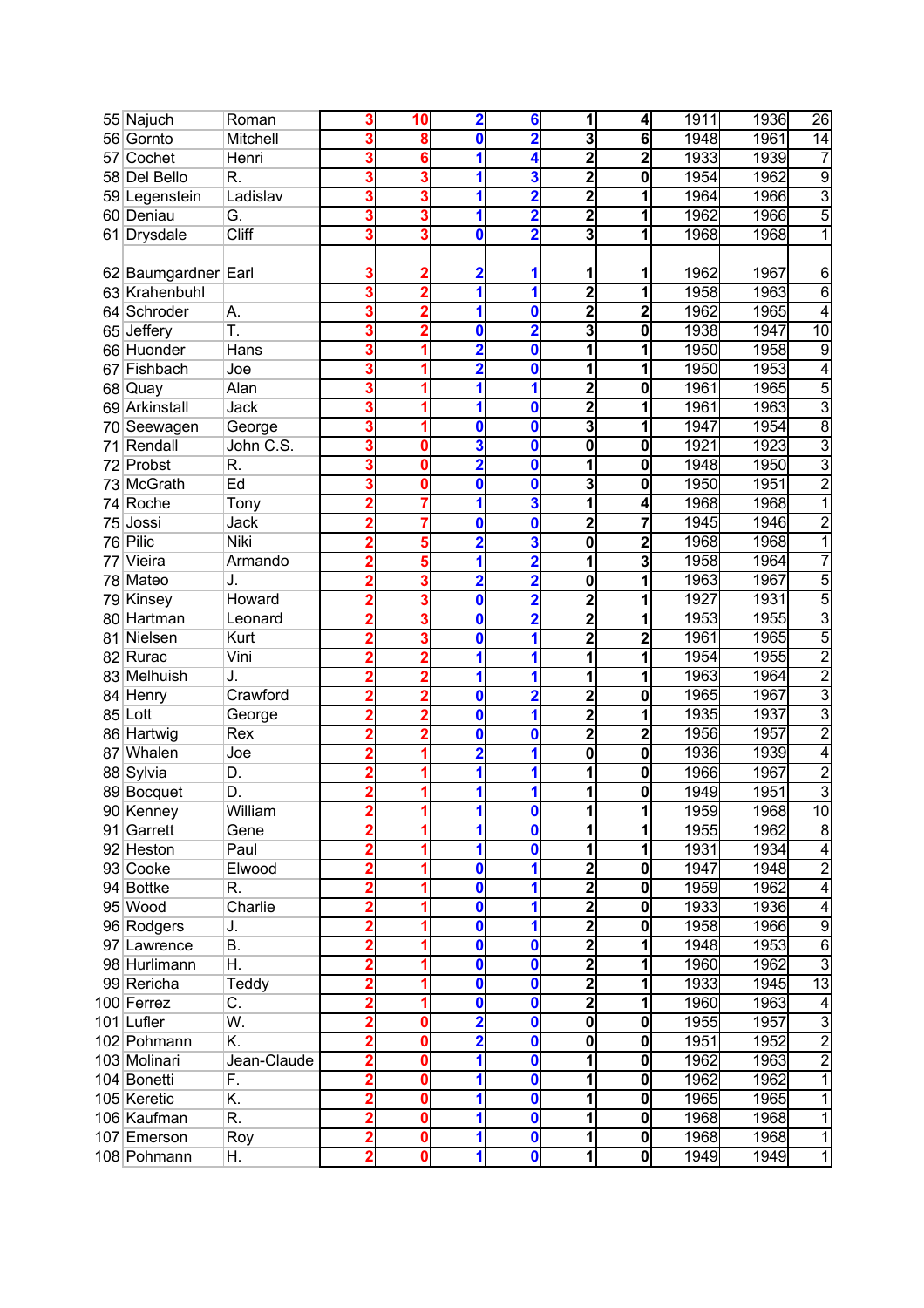|  |  |  |  |  |  |  |  |  |  |  |  |
|---|---|---|---|---|---|---|---|---|---|---|---|
| 55 | Najuch | Roman | 3 | 10 | 2 | 6 | 1 | 4 | 1911 | 1936 | 26 |
| 56 | Gornto | Mitchell | 3 | 8 | 0 | 2 | 3 | 6 | 1948 | 1961 | 14 |
| 57 | Cochet | Henri | 3 | 6 | 1 | 4 | 2 | 2 | 1933 | 1939 | 7 |
| 58 | Del Bello | R. | 3 | 3 | 1 | 3 | 2 | 0 | 1954 | 1962 | 9 |
| 59 | Legenstein | Ladislav | 3 | 3 | 1 | 2 | 2 | 1 | 1964 | 1966 | 3 |
| 60 | Deniau | G. | 3 | 3 | 1 | 2 | 2 | 1 | 1962 | 1966 | 5 |
| 61 | Drysdale | Cliff | 3 | 3 | 0 | 2 | 3 | 1 | 1968 | 1968 | 1 |
| 62 | Baumgardner | Earl | 3 | 2 | 2 | 1 | 1 | 1 | 1962 | 1967 | 6 |
| 63 | Krahenbuhl |  | 3 | 2 | 1 | 1 | 2 | 1 | 1958 | 1963 | 6 |
| 64 | Schroder | A. | 3 | 2 | 1 | 0 | 2 | 2 | 1962 | 1965 | 4 |
| 65 | Jeffery | T. | 3 | 2 | 0 | 2 | 3 | 0 | 1938 | 1947 | 10 |
| 66 | Huonder | Hans | 3 | 1 | 2 | 0 | 1 | 1 | 1950 | 1958 | 9 |
| 67 | Fishbach | Joe | 3 | 1 | 2 | 0 | 1 | 1 | 1950 | 1953 | 4 |
| 68 | Quay | Alan | 3 | 1 | 1 | 1 | 2 | 0 | 1961 | 1965 | 5 |
| 69 | Arkinstall | Jack | 3 | 1 | 1 | 0 | 2 | 1 | 1961 | 1963 | 3 |
| 70 | Seewagen | George | 3 | 1 | 0 | 0 | 3 | 1 | 1947 | 1954 | 8 |
| 71 | Rendall | John C.S. | 3 | 0 | 3 | 0 | 0 | 0 | 1921 | 1923 | 3 |
| 72 | Probst | R. | 3 | 0 | 2 | 0 | 1 | 0 | 1948 | 1950 | 3 |
| 73 | McGrath | Ed | 3 | 0 | 0 | 0 | 3 | 0 | 1950 | 1951 | 2 |
| 74 | Roche | Tony | 2 | 7 | 1 | 3 | 1 | 4 | 1968 | 1968 | 1 |
| 75 | Jossi | Jack | 2 | 7 | 0 | 0 | 2 | 7 | 1945 | 1946 | 2 |
| 76 | Pilic | Niki | 2 | 5 | 2 | 3 | 0 | 2 | 1968 | 1968 | 1 |
| 77 | Vieira | Armando | 2 | 5 | 1 | 2 | 1 | 3 | 1958 | 1964 | 7 |
| 78 | Mateo | J. | 2 | 3 | 2 | 2 | 0 | 1 | 1963 | 1967 | 5 |
| 79 | Kinsey | Howard | 2 | 3 | 0 | 2 | 2 | 1 | 1927 | 1931 | 5 |
| 80 | Hartman | Leonard | 2 | 3 | 0 | 2 | 2 | 1 | 1953 | 1955 | 3 |
| 81 | Nielsen | Kurt | 2 | 3 | 0 | 1 | 2 | 2 | 1961 | 1965 | 5 |
| 82 | Rurac | Vini | 2 | 2 | 1 | 1 | 1 | 1 | 1954 | 1955 | 2 |
| 83 | Melhuish | J. | 2 | 2 | 1 | 1 | 1 | 1 | 1963 | 1964 | 2 |
| 84 | Henry | Crawford | 2 | 2 | 0 | 2 | 2 | 0 | 1965 | 1967 | 3 |
| 85 | Lott | George | 2 | 2 | 0 | 1 | 2 | 1 | 1935 | 1937 | 3 |
| 86 | Hartwig | Rex | 2 | 2 | 0 | 0 | 2 | 2 | 1956 | 1957 | 2 |
| 87 | Whalen | Joe | 2 | 1 | 2 | 1 | 0 | 0 | 1936 | 1939 | 4 |
| 88 | Sylvia | D. | 2 | 1 | 1 | 1 | 1 | 0 | 1966 | 1967 | 2 |
| 89 | Bocquet | D. | 2 | 1 | 1 | 1 | 1 | 0 | 1949 | 1951 | 3 |
| 90 | Kenney | William | 2 | 1 | 1 | 0 | 1 | 1 | 1959 | 1968 | 10 |
| 91 | Garrett | Gene | 2 | 1 | 1 | 0 | 1 | 1 | 1955 | 1962 | 8 |
| 92 | Heston | Paul | 2 | 1 | 1 | 0 | 1 | 1 | 1931 | 1934 | 4 |
| 93 | Cooke | Elwood | 2 | 1 | 0 | 1 | 2 | 0 | 1947 | 1948 | 2 |
| 94 | Bottke | R. | 2 | 1 | 0 | 1 | 2 | 0 | 1959 | 1962 | 4 |
| 95 | Wood | Charlie | 2 | 1 | 0 | 1 | 2 | 0 | 1933 | 1936 | 4 |
| 96 | Rodgers | J. | 2 | 1 | 0 | 1 | 2 | 0 | 1958 | 1966 | 9 |
| 97 | Lawrence | B. | 2 | 1 | 0 | 0 | 2 | 1 | 1948 | 1953 | 6 |
| 98 | Hurlimann | H. | 2 | 1 | 0 | 0 | 2 | 1 | 1960 | 1962 | 3 |
| 99 | Rericha | Teddy | 2 | 1 | 0 | 0 | 2 | 1 | 1933 | 1945 | 13 |
| 100 | Ferrez | C. | 2 | 1 | 0 | 0 | 2 | 1 | 1960 | 1963 | 4 |
| 101 | Lufler | W. | 2 | 0 | 2 | 0 | 0 | 0 | 1955 | 1957 | 3 |
| 102 | Pohmann | K. | 2 | 0 | 2 | 0 | 0 | 0 | 1951 | 1952 | 2 |
| 103 | Molinari | Jean-Claude | 2 | 0 | 1 | 0 | 1 | 0 | 1962 | 1963 | 2 |
| 104 | Bonetti | F. | 2 | 0 | 1 | 0 | 1 | 0 | 1962 | 1962 | 1 |
| 105 | Keretic | K. | 2 | 0 | 1 | 0 | 1 | 0 | 1965 | 1965 | 1 |
| 106 | Kaufman | R. | 2 | 0 | 1 | 0 | 1 | 0 | 1968 | 1968 | 1 |
| 107 | Emerson | Roy | 2 | 0 | 1 | 0 | 1 | 0 | 1968 | 1968 | 1 |
| 108 | Pohmann | H. | 2 | 0 | 1 | 0 | 1 | 0 | 1949 | 1949 | 1 |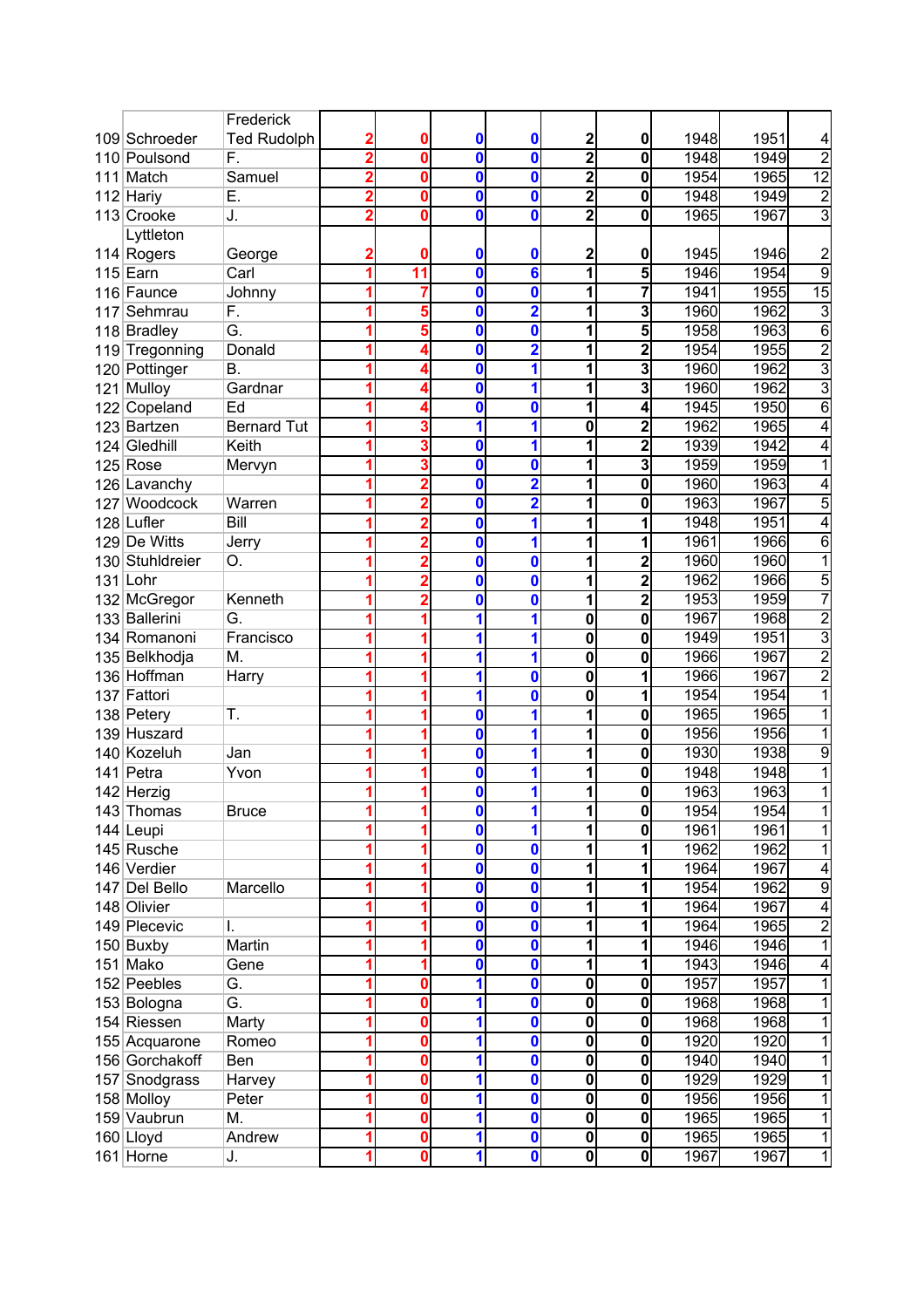| | | | | | | | | | | | |
|---|---|---|---|---|---|---|---|---|---|---|---|
| 109 | Schroeder | Frederick Ted Rudolph | 2 | 0 | 0 | 0 | 2 | 0 | 1948 | 1951 | 4 |
| 110 | Poulsond | F. | 2 | 0 | 0 | 0 | 2 | 0 | 1948 | 1949 | 2 |
| 111 | Match | Samuel | 2 | 0 | 0 | 0 | 2 | 0 | 1954 | 1965 | 12 |
| 112 | Hariy | E. | 2 | 0 | 0 | 0 | 2 | 0 | 1948 | 1949 | 2 |
| 113 | Crooke | J. | 2 | 0 | 0 | 0 | 2 | 0 | 1965 | 1967 | 3 |
| 114 | Lyttleton Rogers | George | 2 | 0 | 0 | 0 | 2 | 0 | 1945 | 1946 | 2 |
| 115 | Earn | Carl | 1 | 11 | 0 | 6 | 1 | 5 | 1946 | 1954 | 9 |
| 116 | Faunce | Johnny | 1 | 7 | 0 | 0 | 1 | 7 | 1941 | 1955 | 15 |
| 117 | Sehmrau | F. | 1 | 5 | 0 | 2 | 1 | 3 | 1960 | 1962 | 3 |
| 118 | Bradley | G. | 1 | 5 | 0 | 0 | 1 | 5 | 1958 | 1963 | 6 |
| 119 | Tregonning | Donald | 1 | 4 | 0 | 2 | 1 | 2 | 1954 | 1955 | 2 |
| 120 | Pottinger | B. | 1 | 4 | 0 | 1 | 1 | 3 | 1960 | 1962 | 3 |
| 121 | Mulloy | Gardnar | 1 | 4 | 0 | 1 | 1 | 3 | 1960 | 1962 | 3 |
| 122 | Copeland | Ed | 1 | 4 | 0 | 0 | 1 | 4 | 1945 | 1950 | 6 |
| 123 | Bartzen | Bernard Tut | 1 | 3 | 1 | 1 | 0 | 2 | 1962 | 1965 | 4 |
| 124 | Gledhill | Keith | 1 | 3 | 0 | 1 | 1 | 2 | 1939 | 1942 | 4 |
| 125 | Rose | Mervyn | 1 | 3 | 0 | 0 | 1 | 3 | 1959 | 1959 | 1 |
| 126 | Lavanchy | | 1 | 2 | 0 | 2 | 1 | 0 | 1960 | 1963 | 4 |
| 127 | Woodcock | Warren | 1 | 2 | 0 | 2 | 1 | 0 | 1963 | 1967 | 5 |
| 128 | Lufler | Bill | 1 | 2 | 0 | 1 | 1 | 1 | 1948 | 1951 | 4 |
| 129 | De Witts | Jerry | 1 | 2 | 0 | 1 | 1 | 1 | 1961 | 1966 | 6 |
| 130 | Stuhldreier | O. | 1 | 2 | 0 | 0 | 1 | 2 | 1960 | 1960 | 1 |
| 131 | Lohr | | 1 | 2 | 0 | 0 | 1 | 2 | 1962 | 1966 | 5 |
| 132 | McGregor | Kenneth | 1 | 2 | 0 | 0 | 1 | 2 | 1953 | 1959 | 7 |
| 133 | Ballerini | G. | 1 | 1 | 1 | 1 | 0 | 0 | 1967 | 1968 | 2 |
| 134 | Romanoni | Francisco | 1 | 1 | 1 | 1 | 0 | 0 | 1949 | 1951 | 3 |
| 135 | Belkhodja | M. | 1 | 1 | 1 | 1 | 0 | 0 | 1966 | 1967 | 2 |
| 136 | Hoffman | Harry | 1 | 1 | 1 | 0 | 0 | 1 | 1966 | 1967 | 2 |
| 137 | Fattori | | 1 | 1 | 1 | 0 | 0 | 1 | 1954 | 1954 | 1 |
| 138 | Petery | T. | 1 | 1 | 0 | 1 | 1 | 0 | 1965 | 1965 | 1 |
| 139 | Huszard | | 1 | 1 | 0 | 1 | 1 | 0 | 1956 | 1956 | 1 |
| 140 | Kozeluh | Jan | 1 | 1 | 0 | 1 | 1 | 0 | 1930 | 1938 | 9 |
| 141 | Petra | Yvon | 1 | 1 | 0 | 1 | 1 | 0 | 1948 | 1948 | 1 |
| 142 | Herzig | | 1 | 1 | 0 | 1 | 1 | 0 | 1963 | 1963 | 1 |
| 143 | Thomas | Bruce | 1 | 1 | 0 | 1 | 1 | 0 | 1954 | 1954 | 1 |
| 144 | Leupi | | 1 | 1 | 0 | 1 | 1 | 0 | 1961 | 1961 | 1 |
| 145 | Rusche | | 1 | 1 | 0 | 0 | 1 | 1 | 1962 | 1962 | 1 |
| 146 | Verdier | | 1 | 1 | 0 | 0 | 1 | 1 | 1964 | 1967 | 4 |
| 147 | Del Bello | Marcello | 1 | 1 | 0 | 0 | 1 | 1 | 1954 | 1962 | 9 |
| 148 | Olivier | | 1 | 1 | 0 | 0 | 1 | 1 | 1964 | 1967 | 4 |
| 149 | Plecevic | I. | 1 | 1 | 0 | 0 | 1 | 1 | 1964 | 1965 | 2 |
| 150 | Buxby | Martin | 1 | 1 | 0 | 0 | 1 | 1 | 1946 | 1946 | 1 |
| 151 | Mako | Gene | 1 | 1 | 0 | 0 | 1 | 1 | 1943 | 1946 | 4 |
| 152 | Peebles | G. | 1 | 0 | 1 | 0 | 0 | 0 | 1957 | 1957 | 1 |
| 153 | Bologna | G. | 1 | 0 | 1 | 0 | 0 | 0 | 1968 | 1968 | 1 |
| 154 | Riessen | Marty | 1 | 0 | 1 | 0 | 0 | 0 | 1968 | 1968 | 1 |
| 155 | Acquarone | Romeo | 1 | 0 | 1 | 0 | 0 | 0 | 1920 | 1920 | 1 |
| 156 | Gorchakoff | Ben | 1 | 0 | 1 | 0 | 0 | 0 | 1940 | 1940 | 1 |
| 157 | Snodgrass | Harvey | 1 | 0 | 1 | 0 | 0 | 0 | 1929 | 1929 | 1 |
| 158 | Molloy | Peter | 1 | 0 | 1 | 0 | 0 | 0 | 1956 | 1956 | 1 |
| 159 | Vaubrun | M. | 1 | 0 | 1 | 0 | 0 | 0 | 1965 | 1965 | 1 |
| 160 | Lloyd | Andrew | 1 | 0 | 1 | 0 | 0 | 0 | 1965 | 1965 | 1 |
| 161 | Horne | J. | 1 | 0 | 1 | 0 | 0 | 0 | 1967 | 1967 | 1 |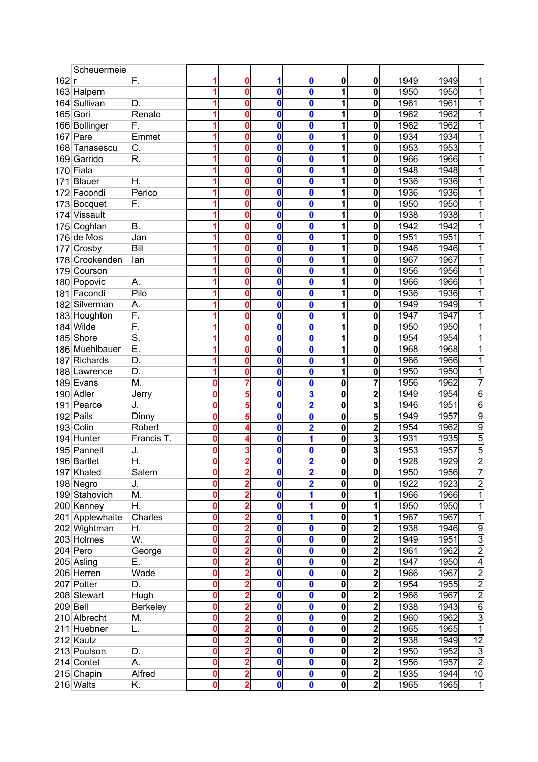| | | | | | | | | | | | |
|---|---|---|---|---|---|---|---|---|---|---|---|
| 162 | Scheuermeier | F. | 1 | 0 | 1 | 0 | 0 | 0 | 1949 | 1949 | 1 |
| 163 | Halpern | | 1 | 0 | 0 | 0 | 1 | 0 | 1950 | 1950 | 1 |
| 164 | Sullivan | D. | 1 | 0 | 0 | 0 | 1 | 0 | 1961 | 1961 | 1 |
| 165 | Gori | Renato | 1 | 0 | 0 | 0 | 1 | 0 | 1962 | 1962 | 1 |
| 166 | Bollinger | F. | 1 | 0 | 0 | 0 | 1 | 0 | 1962 | 1962 | 1 |
| 167 | Pare | Emmet | 1 | 0 | 0 | 0 | 1 | 0 | 1934 | 1934 | 1 |
| 168 | Tanasescu | C. | 1 | 0 | 0 | 0 | 1 | 0 | 1953 | 1953 | 1 |
| 169 | Garrido | R. | 1 | 0 | 0 | 0 | 1 | 0 | 1966 | 1966 | 1 |
| 170 | Fiala | | 1 | 0 | 0 | 0 | 1 | 0 | 1948 | 1948 | 1 |
| 171 | Blauer | H. | 1 | 0 | 0 | 0 | 1 | 0 | 1936 | 1936 | 1 |
| 172 | Facondi | Perico | 1 | 0 | 0 | 0 | 1 | 0 | 1936 | 1936 | 1 |
| 173 | Bocquet | F. | 1 | 0 | 0 | 0 | 1 | 0 | 1950 | 1950 | 1 |
| 174 | Vissault | | 1 | 0 | 0 | 0 | 1 | 0 | 1938 | 1938 | 1 |
| 175 | Coghlan | B. | 1 | 0 | 0 | 0 | 1 | 0 | 1942 | 1942 | 1 |
| 176 | de Mos | Jan | 1 | 0 | 0 | 0 | 1 | 0 | 1951 | 1951 | 1 |
| 177 | Crosby | Bill | 1 | 0 | 0 | 0 | 1 | 0 | 1946 | 1946 | 1 |
| 178 | Crookenden | Ian | 1 | 0 | 0 | 0 | 1 | 0 | 1967 | 1967 | 1 |
| 179 | Courson | | 1 | 0 | 0 | 0 | 1 | 0 | 1956 | 1956 | 1 |
| 180 | Popovic | A. | 1 | 0 | 0 | 0 | 1 | 0 | 1966 | 1966 | 1 |
| 181 | Facondi | Pilo | 1 | 0 | 0 | 0 | 1 | 0 | 1936 | 1936 | 1 |
| 182 | Silverman | A. | 1 | 0 | 0 | 0 | 1 | 0 | 1949 | 1949 | 1 |
| 183 | Houghton | F. | 1 | 0 | 0 | 0 | 1 | 0 | 1947 | 1947 | 1 |
| 184 | Wilde | F. | 1 | 0 | 0 | 0 | 1 | 0 | 1950 | 1950 | 1 |
| 185 | Shore | S. | 1 | 0 | 0 | 0 | 1 | 0 | 1954 | 1954 | 1 |
| 186 | Muehlbauer | E. | 1 | 0 | 0 | 0 | 1 | 0 | 1968 | 1968 | 1 |
| 187 | Richards | D. | 1 | 0 | 0 | 0 | 1 | 0 | 1966 | 1966 | 1 |
| 188 | Lawrence | D. | 1 | 0 | 0 | 0 | 1 | 0 | 1950 | 1950 | 1 |
| 189 | Evans | M. | 0 | 7 | 0 | 0 | 0 | 7 | 1956 | 1962 | 7 |
| 190 | Adler | Jerry | 0 | 5 | 0 | 3 | 0 | 2 | 1949 | 1954 | 6 |
| 191 | Pearce | J. | 0 | 5 | 0 | 2 | 0 | 3 | 1946 | 1951 | 6 |
| 192 | Pails | Dinny | 0 | 5 | 0 | 0 | 0 | 5 | 1949 | 1957 | 9 |
| 193 | Colin | Robert | 0 | 4 | 0 | 2 | 0 | 2 | 1954 | 1962 | 9 |
| 194 | Hunter | Francis T. | 0 | 4 | 0 | 1 | 0 | 3 | 1931 | 1935 | 5 |
| 195 | Pannell | J. | 0 | 3 | 0 | 0 | 0 | 3 | 1953 | 1957 | 5 |
| 196 | Bartlet | H. | 0 | 2 | 0 | 2 | 0 | 0 | 1928 | 1929 | 2 |
| 197 | Khaled | Salem | 0 | 2 | 0 | 2 | 0 | 0 | 1950 | 1956 | 7 |
| 198 | Negro | J. | 0 | 2 | 0 | 2 | 0 | 0 | 1922 | 1923 | 2 |
| 199 | Stahovich | M. | 0 | 2 | 0 | 1 | 0 | 1 | 1966 | 1966 | 1 |
| 200 | Kenney | H. | 0 | 2 | 0 | 1 | 0 | 1 | 1950 | 1950 | 1 |
| 201 | Applewhaite | Charles | 0 | 2 | 0 | 1 | 0 | 1 | 1967 | 1967 | 1 |
| 202 | Wightman | H. | 0 | 2 | 0 | 0 | 0 | 2 | 1938 | 1946 | 9 |
| 203 | Holmes | W. | 0 | 2 | 0 | 0 | 0 | 2 | 1949 | 1951 | 3 |
| 204 | Pero | George | 0 | 2 | 0 | 0 | 0 | 2 | 1961 | 1962 | 2 |
| 205 | Asling | E. | 0 | 2 | 0 | 0 | 0 | 2 | 1947 | 1950 | 4 |
| 206 | Herren | Wade | 0 | 2 | 0 | 0 | 0 | 2 | 1966 | 1967 | 2 |
| 207 | Potter | D. | 0 | 2 | 0 | 0 | 0 | 2 | 1954 | 1955 | 2 |
| 208 | Stewart | Hugh | 0 | 2 | 0 | 0 | 0 | 2 | 1966 | 1967 | 2 |
| 209 | Bell | Berkeley | 0 | 2 | 0 | 0 | 0 | 2 | 1938 | 1943 | 6 |
| 210 | Albrecht | M. | 0 | 2 | 0 | 0 | 0 | 2 | 1960 | 1962 | 3 |
| 211 | Huebner | L. | 0 | 2 | 0 | 0 | 0 | 2 | 1965 | 1965 | 1 |
| 212 | Kautz | | 0 | 2 | 0 | 0 | 0 | 2 | 1938 | 1949 | 12 |
| 213 | Poulson | D. | 0 | 2 | 0 | 0 | 0 | 2 | 1950 | 1952 | 3 |
| 214 | Contet | A. | 0 | 2 | 0 | 0 | 0 | 2 | 1956 | 1957 | 2 |
| 215 | Chapin | Alfred | 0 | 2 | 0 | 0 | 0 | 2 | 1935 | 1944 | 10 |
| 216 | Walts | K. | 0 | 2 | 0 | 0 | 0 | 2 | 1965 | 1965 | 1 |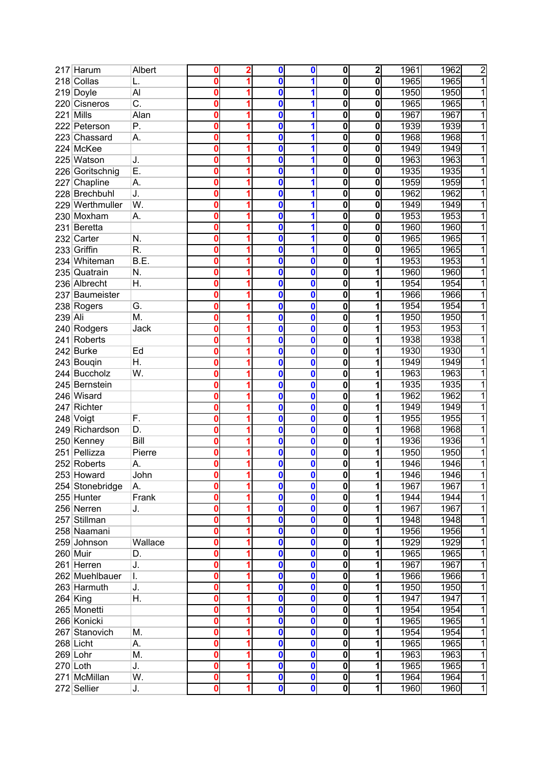| | | | | | | | | | | | |
|---|---|---|---|---|---|---|---|---|---|---|---|
| 217 | Harum | Albert | 0 | 2 | 0 | 0 | 0 | 2 | 1961 | 1962 | 2 |
| 218 | Collas | L. | 0 | 1 | 0 | 1 | 0 | 0 | 1965 | 1965 | 1 |
| 219 | Doyle | Al | 0 | 1 | 0 | 1 | 0 | 0 | 1950 | 1950 | 1 |
| 220 | Cisneros | C. | 0 | 1 | 0 | 1 | 0 | 0 | 1965 | 1965 | 1 |
| 221 | Mills | Alan | 0 | 1 | 0 | 1 | 0 | 0 | 1967 | 1967 | 1 |
| 222 | Peterson | P. | 0 | 1 | 0 | 1 | 0 | 0 | 1939 | 1939 | 1 |
| 223 | Chassard | A. | 0 | 1 | 0 | 1 | 0 | 0 | 1968 | 1968 | 1 |
| 224 | McKee | | 0 | 1 | 0 | 1 | 0 | 0 | 1949 | 1949 | 1 |
| 225 | Watson | J. | 0 | 1 | 0 | 1 | 0 | 0 | 1963 | 1963 | 1 |
| 226 | Goritschnig | E. | 0 | 1 | 0 | 1 | 0 | 0 | 1935 | 1935 | 1 |
| 227 | Chapline | A. | 0 | 1 | 0 | 1 | 0 | 0 | 1959 | 1959 | 1 |
| 228 | Brechbuhl | J. | 0 | 1 | 0 | 1 | 0 | 0 | 1962 | 1962 | 1 |
| 229 | Werthmuller | W. | 0 | 1 | 0 | 1 | 0 | 0 | 1949 | 1949 | 1 |
| 230 | Moxham | A. | 0 | 1 | 0 | 1 | 0 | 0 | 1953 | 1953 | 1 |
| 231 | Beretta | | 0 | 1 | 0 | 1 | 0 | 0 | 1960 | 1960 | 1 |
| 232 | Carter | N. | 0 | 1 | 0 | 1 | 0 | 0 | 1965 | 1965 | 1 |
| 233 | Griffin | R. | 0 | 1 | 0 | 1 | 0 | 0 | 1965 | 1965 | 1 |
| 234 | Whiteman | B.E. | 0 | 1 | 0 | 0 | 0 | 1 | 1953 | 1953 | 1 |
| 235 | Quatrain | N. | 0 | 1 | 0 | 0 | 0 | 1 | 1960 | 1960 | 1 |
| 236 | Albrecht | H. | 0 | 1 | 0 | 0 | 0 | 1 | 1954 | 1954 | 1 |
| 237 | Baumeister | | 0 | 1 | 0 | 0 | 0 | 1 | 1966 | 1966 | 1 |
| 238 | Rogers | G. | 0 | 1 | 0 | 0 | 0 | 1 | 1954 | 1954 | 1 |
| 239 | Ali | M. | 0 | 1 | 0 | 0 | 0 | 1 | 1950 | 1950 | 1 |
| 240 | Rodgers | Jack | 0 | 1 | 0 | 0 | 0 | 1 | 1953 | 1953 | 1 |
| 241 | Roberts | | 0 | 1 | 0 | 0 | 0 | 1 | 1938 | 1938 | 1 |
| 242 | Burke | Ed | 0 | 1 | 0 | 0 | 0 | 1 | 1930 | 1930 | 1 |
| 243 | Bouqin | H. | 0 | 1 | 0 | 0 | 0 | 1 | 1949 | 1949 | 1 |
| 244 | Buccholz | W. | 0 | 1 | 0 | 0 | 0 | 1 | 1963 | 1963 | 1 |
| 245 | Bernstein | | 0 | 1 | 0 | 0 | 0 | 1 | 1935 | 1935 | 1 |
| 246 | Wisard | | 0 | 1 | 0 | 0 | 0 | 1 | 1962 | 1962 | 1 |
| 247 | Richter | | 0 | 1 | 0 | 0 | 0 | 1 | 1949 | 1949 | 1 |
| 248 | Voigt | F. | 0 | 1 | 0 | 0 | 0 | 1 | 1955 | 1955 | 1 |
| 249 | Richardson | D. | 0 | 1 | 0 | 0 | 0 | 1 | 1968 | 1968 | 1 |
| 250 | Kenney | Bill | 0 | 1 | 0 | 0 | 0 | 1 | 1936 | 1936 | 1 |
| 251 | Pellizza | Pierre | 0 | 1 | 0 | 0 | 0 | 1 | 1950 | 1950 | 1 |
| 252 | Roberts | A. | 0 | 1 | 0 | 0 | 0 | 1 | 1946 | 1946 | 1 |
| 253 | Howard | John | 0 | 1 | 0 | 0 | 0 | 1 | 1946 | 1946 | 1 |
| 254 | Stonebridge | A. | 0 | 1 | 0 | 0 | 0 | 1 | 1967 | 1967 | 1 |
| 255 | Hunter | Frank | 0 | 1 | 0 | 0 | 0 | 1 | 1944 | 1944 | 1 |
| 256 | Nerren | J. | 0 | 1 | 0 | 0 | 0 | 1 | 1967 | 1967 | 1 |
| 257 | Stillman | | 0 | 1 | 0 | 0 | 0 | 1 | 1948 | 1948 | 1 |
| 258 | Naamani | | 0 | 1 | 0 | 0 | 0 | 1 | 1956 | 1956 | 1 |
| 259 | Johnson | Wallace | 0 | 1 | 0 | 0 | 0 | 1 | 1929 | 1929 | 1 |
| 260 | Muir | D. | 0 | 1 | 0 | 0 | 0 | 1 | 1965 | 1965 | 1 |
| 261 | Herren | J. | 0 | 1 | 0 | 0 | 0 | 1 | 1967 | 1967 | 1 |
| 262 | Muehlbauer | I. | 0 | 1 | 0 | 0 | 0 | 1 | 1966 | 1966 | 1 |
| 263 | Harmuth | J. | 0 | 1 | 0 | 0 | 0 | 1 | 1950 | 1950 | 1 |
| 264 | King | H. | 0 | 1 | 0 | 0 | 0 | 1 | 1947 | 1947 | 1 |
| 265 | Monetti | | 0 | 1 | 0 | 0 | 0 | 1 | 1954 | 1954 | 1 |
| 266 | Konicki | | 0 | 1 | 0 | 0 | 0 | 1 | 1965 | 1965 | 1 |
| 267 | Stanovich | M. | 0 | 1 | 0 | 0 | 0 | 1 | 1954 | 1954 | 1 |
| 268 | Licht | A. | 0 | 1 | 0 | 0 | 0 | 1 | 1965 | 1965 | 1 |
| 269 | Lohr | M. | 0 | 1 | 0 | 0 | 0 | 1 | 1963 | 1963 | 1 |
| 270 | Loth | J. | 0 | 1 | 0 | 0 | 0 | 1 | 1965 | 1965 | 1 |
| 271 | McMillan | W. | 0 | 1 | 0 | 0 | 0 | 1 | 1964 | 1964 | 1 |
| 272 | Sellier | J. | 0 | 1 | 0 | 0 | 0 | 1 | 1960 | 1960 | 1 |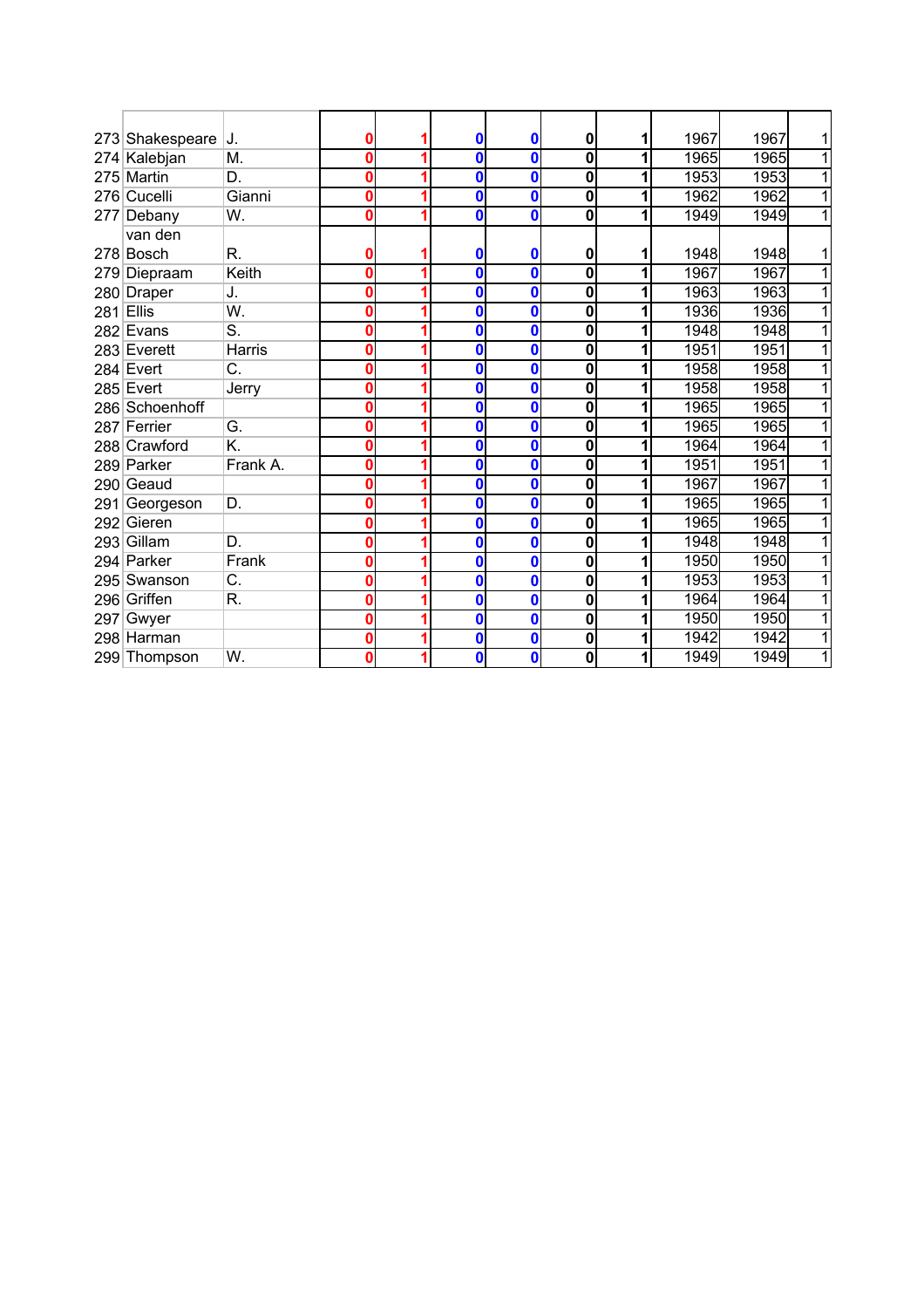| | | | | | | | | | | | |
|---|---|---|---|---|---|---|---|---|---|---|---|
| 273 | Shakespeare | J. | 0 | 1 | 0 | 0 | 0 | 1 | 1967 | 1967 | 1 |
| 274 | Kalebjan | M. | 0 | 1 | 0 | 0 | 0 | 1 | 1965 | 1965 | 1 |
| 275 | Martin | D. | 0 | 1 | 0 | 0 | 0 | 1 | 1953 | 1953 | 1 |
| 276 | Cucelli | Gianni | 0 | 1 | 0 | 0 | 0 | 1 | 1962 | 1962 | 1 |
| 277 | Debany | W. | 0 | 1 | 0 | 0 | 0 | 1 | 1949 | 1949 | 1 |
| 278 | van den Bosch | R. | 0 | 1 | 0 | 0 | 0 | 1 | 1948 | 1948 | 1 |
| 279 | Diepraam | Keith | 0 | 1 | 0 | 0 | 0 | 1 | 1967 | 1967 | 1 |
| 280 | Draper | J. | 0 | 1 | 0 | 0 | 0 | 1 | 1963 | 1963 | 1 |
| 281 | Ellis | W. | 0 | 1 | 0 | 0 | 0 | 1 | 1936 | 1936 | 1 |
| 282 | Evans | S. | 0 | 1 | 0 | 0 | 0 | 1 | 1948 | 1948 | 1 |
| 283 | Everett | Harris | 0 | 1 | 0 | 0 | 0 | 1 | 1951 | 1951 | 1 |
| 284 | Evert | C. | 0 | 1 | 0 | 0 | 0 | 1 | 1958 | 1958 | 1 |
| 285 | Evert | Jerry | 0 | 1 | 0 | 0 | 0 | 1 | 1958 | 1958 | 1 |
| 286 | Schoenhoff | | 0 | 1 | 0 | 0 | 0 | 1 | 1965 | 1965 | 1 |
| 287 | Ferrier | G. | 0 | 1 | 0 | 0 | 0 | 1 | 1965 | 1965 | 1 |
| 288 | Crawford | K. | 0 | 1 | 0 | 0 | 0 | 1 | 1964 | 1964 | 1 |
| 289 | Parker | Frank A. | 0 | 1 | 0 | 0 | 0 | 1 | 1951 | 1951 | 1 |
| 290 | Geaud | | 0 | 1 | 0 | 0 | 0 | 1 | 1967 | 1967 | 1 |
| 291 | Georgeson | D. | 0 | 1 | 0 | 0 | 0 | 1 | 1965 | 1965 | 1 |
| 292 | Gieren | | 0 | 1 | 0 | 0 | 0 | 1 | 1965 | 1965 | 1 |
| 293 | Gillam | D. | 0 | 1 | 0 | 0 | 0 | 1 | 1948 | 1948 | 1 |
| 294 | Parker | Frank | 0 | 1 | 0 | 0 | 0 | 1 | 1950 | 1950 | 1 |
| 295 | Swanson | C. | 0 | 1 | 0 | 0 | 0 | 1 | 1953 | 1953 | 1 |
| 296 | Griffen | R. | 0 | 1 | 0 | 0 | 0 | 1 | 1964 | 1964 | 1 |
| 297 | Gwyer | | 0 | 1 | 0 | 0 | 0 | 1 | 1950 | 1950 | 1 |
| 298 | Harman | | 0 | 1 | 0 | 0 | 0 | 1 | 1942 | 1942 | 1 |
| 299 | Thompson | W. | 0 | 1 | 0 | 0 | 0 | 1 | 1949 | 1949 | 1 |